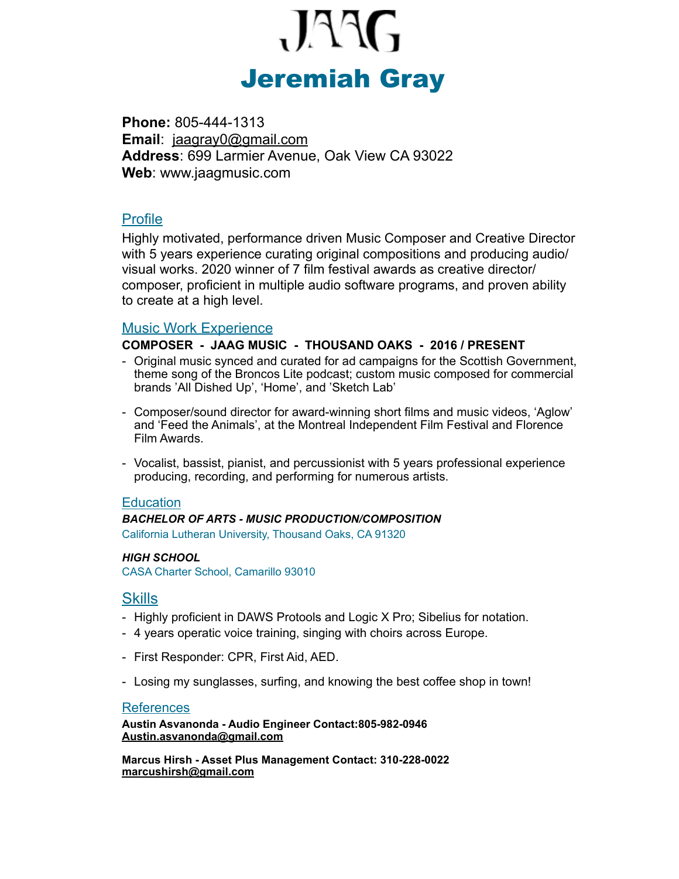# JAAG

# Jeremiah Gray

**Phone:** 805-444-1313
**Email**: jaagray0@gmail.com
**Address**: 699 Larmier Avenue, Oak View CA 93022
**Web**: www.jaagmusic.com

## Profile

Highly motivated, performance driven Music Composer and Creative Director with 5 years experience curating original compositions and producing audio/visual works. 2020 winner of 7 film festival awards as creative director/composer, proficient in multiple audio software programs, and proven ability to create at a high level.

## Music Work Experience

**COMPOSER - JAAG MUSIC - THOUSAND OAKS - 2016 / PRESENT**

- Original music synced and curated for ad campaigns for the Scottish Government, theme song of the Broncos Lite podcast; custom music composed for commercial brands 'All Dished Up', 'Home', and 'Sketch Lab'
- Composer/sound director for award-winning short films and music videos, 'Aglow' and 'Feed the Animals', at the Montreal Independent Film Festival and Florence Film Awards.
- Vocalist, bassist, pianist, and percussionist with 5 years professional experience producing, recording, and performing for numerous artists.

## Education

***BACHELOR OF ARTS - MUSIC PRODUCTION/COMPOSITION***
California Lutheran University, Thousand Oaks, CA 91320

***HIGH SCHOOL***
CASA Charter School, Camarillo 93010

## Skills

- Highly proficient in DAWS Protools and Logic X Pro; Sibelius for notation.
- 4 years operatic voice training, singing with choirs across Europe.
- First Responder: CPR, First Aid, AED.
- Losing my sunglasses, surfing, and knowing the best coffee shop in town!

## References

**Austin Asvanonda - Audio Engineer Contact:805-982-0946**
**Austin.asvanonda@gmail.com**

**Marcus Hirsh - Asset Plus Management Contact: 310-228-0022**
**marcushirsh@gmail.com**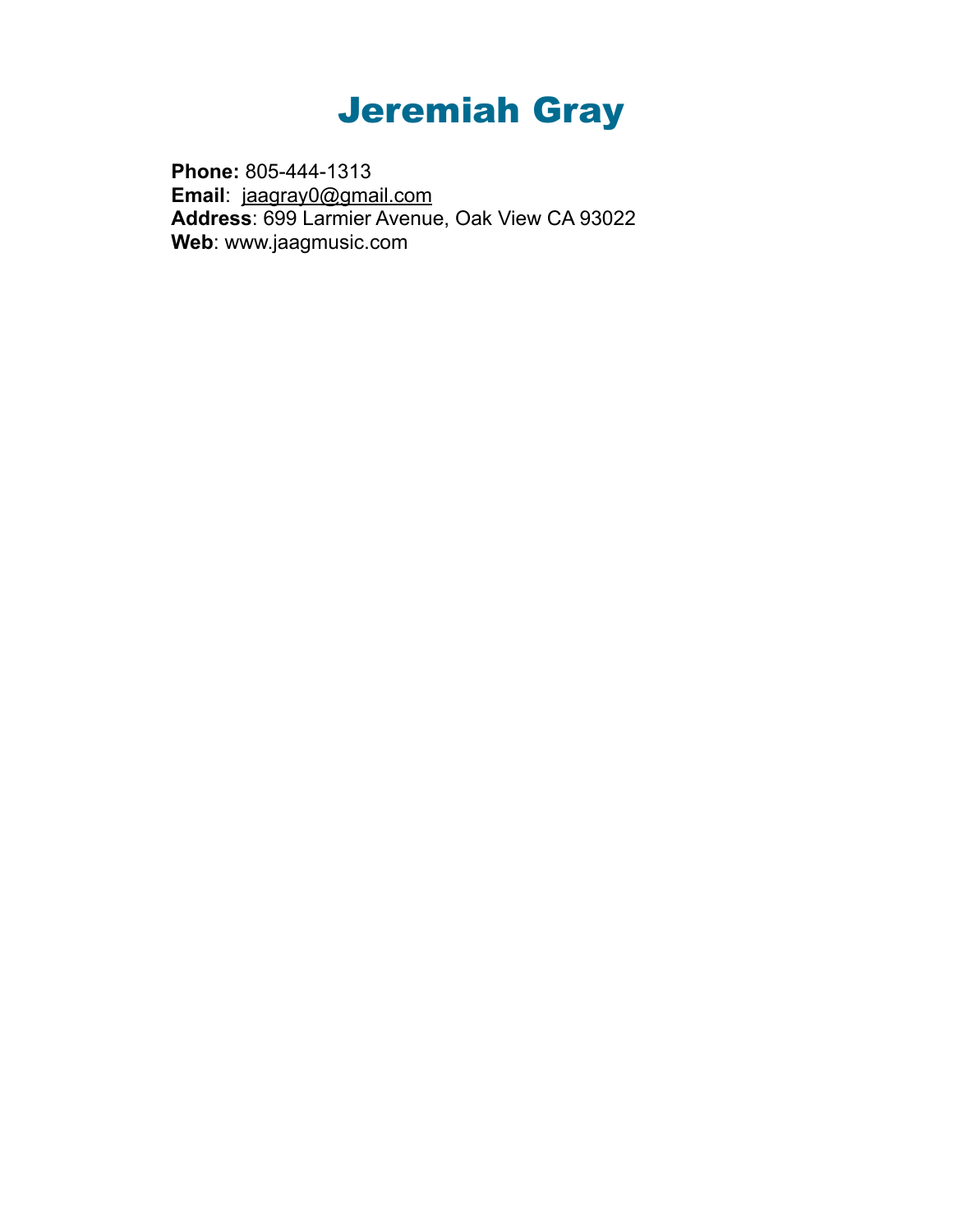# Jeremiah Gray

**Phone:** 805-444-1313
**Email**: jaagray0@gmail.com
**Address**: 699 Larmier Avenue, Oak View CA 93022
**Web**: www.jaagmusic.com